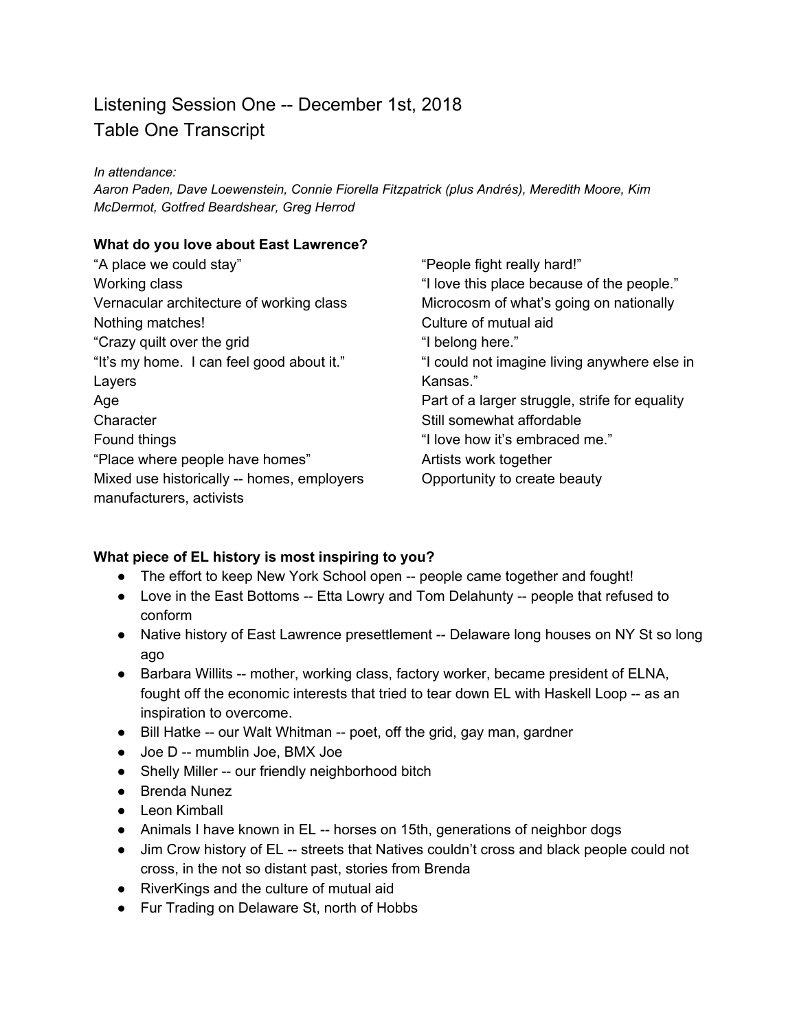# Listening Session One -- December 1st, 2018
## Table One Transcript

*In attendance:*
*Aaron Paden, Dave Loewenstein, Connie Fiorella Fitzpatrick (plus Andrés), Meredith Moore, Kim McDermot, Gotfred Beardshear, Greg Herrod*

**What do you love about East Lawrence?**

“A place we could stay”
Working class
Vernacular architecture of working class
Nothing matches!
“Crazy quilt over the grid
“It’s my home. I can feel good about it.”
Layers
Age
Character
Found things
“Place where people have homes”
Mixed use historically -- homes, employers manufacturers, activists
“People fight really hard!”
“I love this place because of the people.”
Microcosm of what’s going on nationally
Culture of mutual aid
“I belong here.”
“I could not imagine living anywhere else in Kansas.”
Part of a larger struggle, strife for equality
Still somewhat affordable
“I love how it’s embraced me.”
Artists work together
Opportunity to create beauty

**What piece of EL history is most inspiring to you?**

- The effort to keep New York School open -- people came together and fought!
- Love in the East Bottoms -- Etta Lowry and Tom Delahunty -- people that refused to conform
- Native history of East Lawrence presettlement -- Delaware long houses on NY St so long ago
- Barbara Willits -- mother, working class, factory worker, became president of ELNA, fought off the economic interests that tried to tear down EL with Haskell Loop -- as an inspiration to overcome.
- Bill Hatke -- our Walt Whitman -- poet, off the grid, gay man, gardner
- Joe D -- mumblin Joe, BMX Joe
- Shelly Miller -- our friendly neighborhood bitch
- Brenda Nunez
- Leon Kimball
- Animals I have known in EL -- horses on 15th, generations of neighbor dogs
- Jim Crow history of EL -- streets that Natives couldn’t cross and black people could not cross, in the not so distant past, stories from Brenda
- RiverKings and the culture of mutual aid
- Fur Trading on Delaware St, north of Hobbs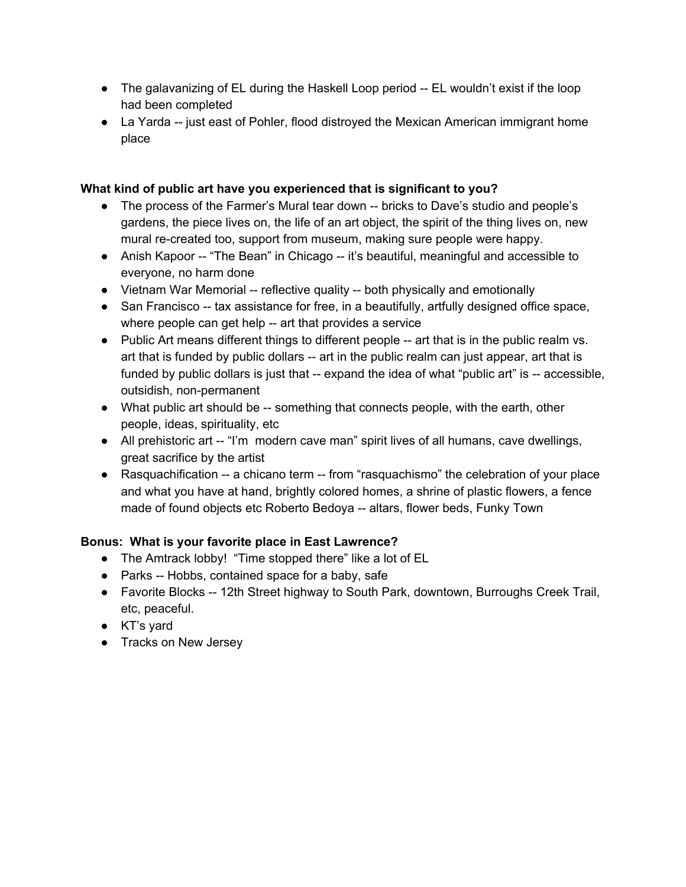- The galavanizing of EL during the Haskell Loop period -- EL wouldn't exist if the loop had been completed
- La Yarda -- just east of Pohler, flood distroyed the Mexican American immigrant home place

**What kind of public art have you experienced that is significant to you?**

- The process of the Farmer's Mural tear down -- bricks to Dave's studio and people's gardens, the piece lives on, the life of an art object, the spirit of the thing lives on, new mural re-created too, support from museum, making sure people were happy.
- Anish Kapoor -- "The Bean" in Chicago -- it's beautiful, meaningful and accessible to everyone, no harm done
- Vietnam War Memorial -- reflective quality -- both physically and emotionally
- San Francisco -- tax assistance for free, in a beautifully, artfully designed office space, where people can get help -- art that provides a service
- Public Art means different things to different people -- art that is in the public realm vs. art that is funded by public dollars -- art in the public realm can just appear, art that is funded by public dollars is just that -- expand the idea of what "public art" is -- accessible, outsidish, non-permanent
- What public art should be -- something that connects people, with the earth, other people, ideas, spirituality, etc
- All prehistoric art -- "I'm modern cave man" spirit lives of all humans, cave dwellings, great sacrifice by the artist
- Rasquachification -- a chicano term -- from "rasquachismo" the celebration of your place and what you have at hand, brightly colored homes, a shrine of plastic flowers, a fence made of found objects etc Roberto Bedoya -- altars, flower beds, Funky Town

**Bonus: What is your favorite place in East Lawrence?**

- The Amtrack lobby! "Time stopped there" like a lot of EL
- Parks -- Hobbs, contained space for a baby, safe
- Favorite Blocks -- 12th Street highway to South Park, downtown, Burroughs Creek Trail, etc, peaceful.
- KT's yard
- Tracks on New Jersey